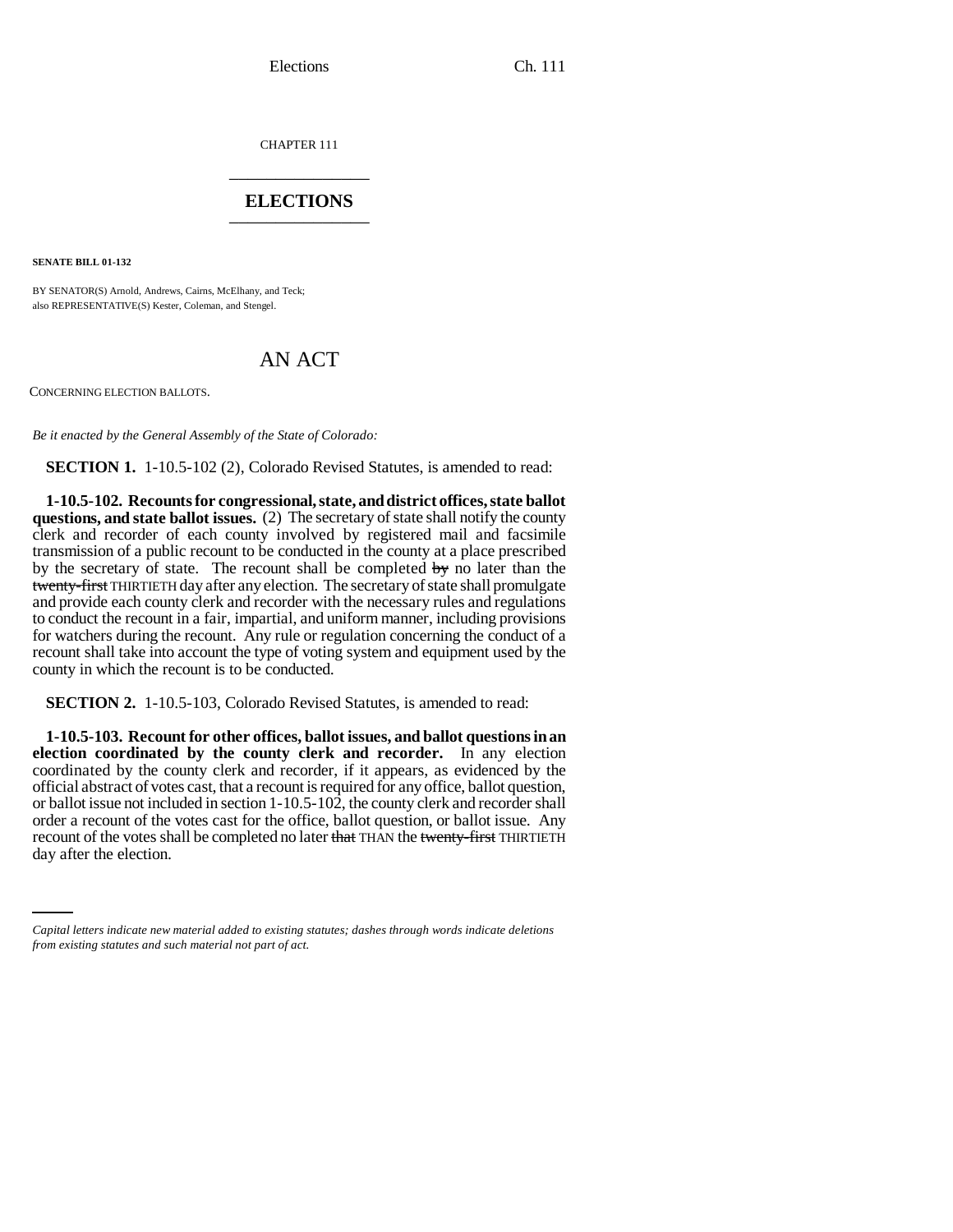CHAPTER 111

# ELECTIONS

**SENATE BILL 01-132**

BY SENATOR(S) Arnold, Andrews, Cairns, McElhany, and Teck;
also REPRESENTATIVE(S) Kester, Coleman, and Stengel.

# AN ACT

CONCERNING ELECTION BALLOTS.

*Be it enacted by the General Assembly of the State of Colorado:*

**SECTION 1.** 1-10.5-102 (2), Colorado Revised Statutes, is amended to read:

**1-10.5-102. Recounts for congressional, state, and district offices, state ballot questions, and state ballot issues.** (2) The secretary of state shall notify the county clerk and recorder of each county involved by registered mail and facsimile transmission of a public recount to be conducted in the county at a place prescribed by the secretary of state. The recount shall be completed ~~by~~ no later than the ~~twenty-first~~ THIRTIETH day after any election. The secretary of state shall promulgate and provide each county clerk and recorder with the necessary rules and regulations to conduct the recount in a fair, impartial, and uniform manner, including provisions for watchers during the recount. Any rule or regulation concerning the conduct of a recount shall take into account the type of voting system and equipment used by the county in which the recount is to be conducted.

**SECTION 2.** 1-10.5-103, Colorado Revised Statutes, is amended to read:

**1-10.5-103. Recount for other offices, ballot issues, and ballot questions in an election coordinated by the county clerk and recorder.** In any election coordinated by the county clerk and recorder, if it appears, as evidenced by the official abstract of votes cast, that a recount is required for any office, ballot question, or ballot issue not included in section 1-10.5-102, the county clerk and recorder shall order a recount of the votes cast for the office, ballot question, or ballot issue. Any recount of the votes shall be completed no later ~~that~~ THAN the ~~twenty-first~~ THIRTIETH day after the election.

*Capital letters indicate new material added to existing statutes; dashes through words indicate deletions from existing statutes and such material not part of act.*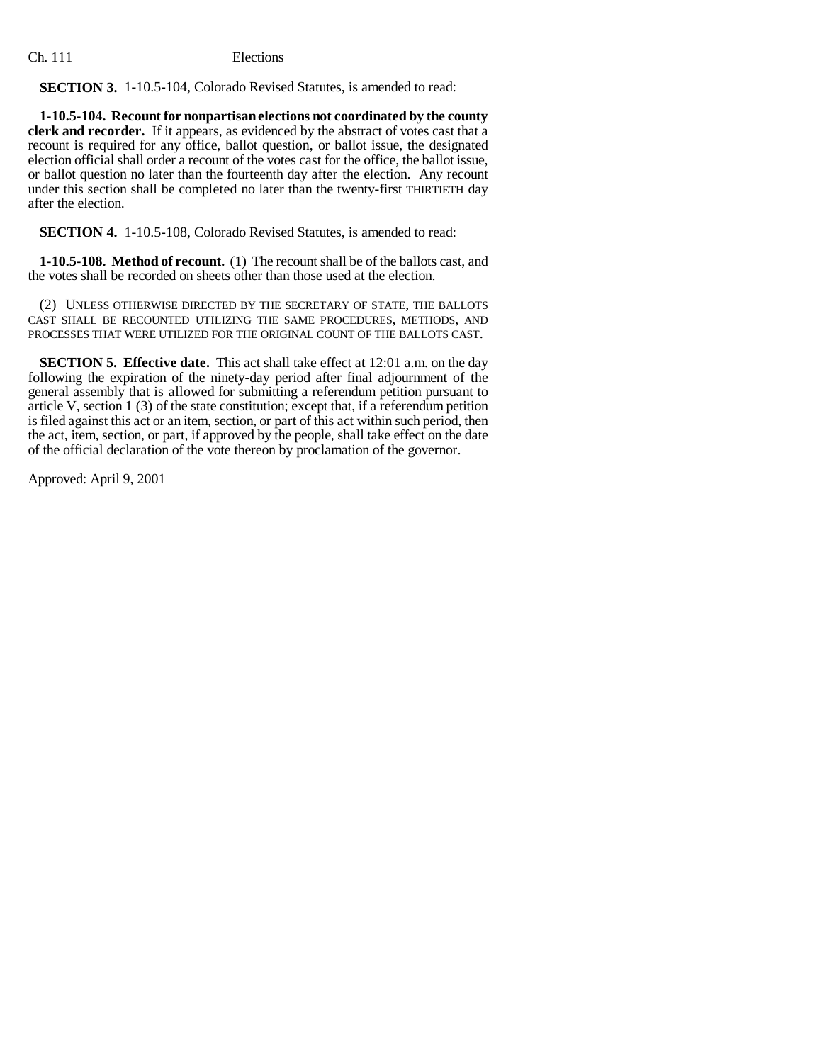**SECTION 3.** 1-10.5-104, Colorado Revised Statutes, is amended to read:

**1-10.5-104. Recount for nonpartisan elections not coordinated by the county clerk and recorder.** If it appears, as evidenced by the abstract of votes cast that a recount is required for any office, ballot question, or ballot issue, the designated election official shall order a recount of the votes cast for the office, the ballot issue, or ballot question no later than the fourteenth day after the election. Any recount under this section shall be completed no later than the ~~twenty-first~~ THIRTIETH day after the election.

**SECTION 4.** 1-10.5-108, Colorado Revised Statutes, is amended to read:

**1-10.5-108. Method of recount.** (1) The recount shall be of the ballots cast, and the votes shall be recorded on sheets other than those used at the election.

(2) UNLESS OTHERWISE DIRECTED BY THE SECRETARY OF STATE, THE BALLOTS CAST SHALL BE RECOUNTED UTILIZING THE SAME PROCEDURES, METHODS, AND PROCESSES THAT WERE UTILIZED FOR THE ORIGINAL COUNT OF THE BALLOTS CAST.

**SECTION 5. Effective date.** This act shall take effect at 12:01 a.m. on the day following the expiration of the ninety-day period after final adjournment of the general assembly that is allowed for submitting a referendum petition pursuant to article V, section 1 (3) of the state constitution; except that, if a referendum petition is filed against this act or an item, section, or part of this act within such period, then the act, item, section, or part, if approved by the people, shall take effect on the date of the official declaration of the vote thereon by proclamation of the governor.

Approved: April 9, 2001